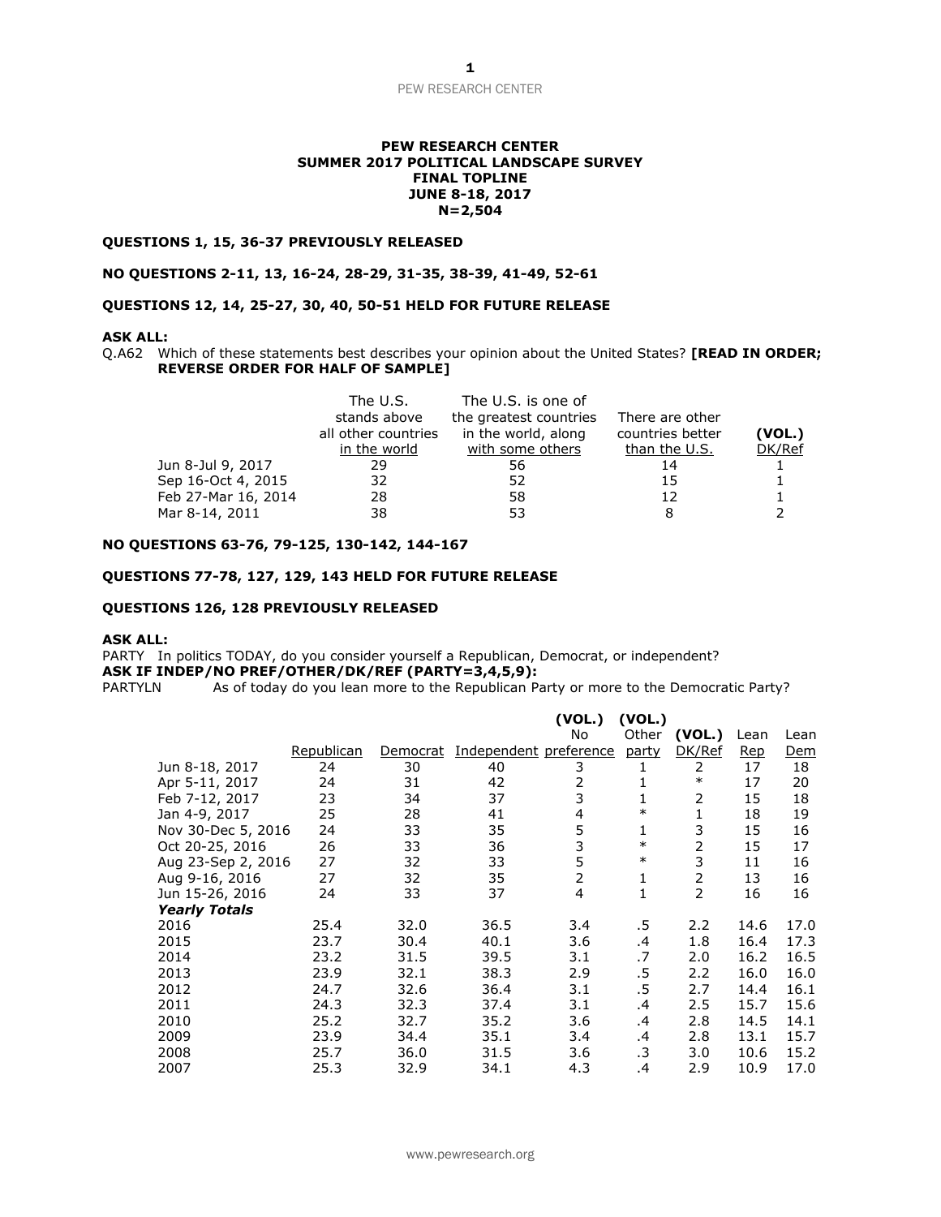**PEW RESEARCH CENTER**
**SUMMER 2017 POLITICAL LANDSCAPE SURVEY**
**FINAL TOPLINE**
**JUNE 8-18, 2017**
**N=2,504**

**QUESTIONS 1, 15, 36-37 PREVIOUSLY RELEASED**

**NO QUESTIONS 2-11, 13, 16-24, 28-29, 31-35, 38-39, 41-49, 52-61**

**QUESTIONS 12, 14, 25-27, 30, 40, 50-51 HELD FOR FUTURE RELEASE**

**ASK ALL:**
Q.A62 Which of these statements best describes your opinion about the United States? **[READ IN ORDER; REVERSE ORDER FOR HALF OF SAMPLE]**

| | The U.S. stands above all other countries in the world | The U.S. is one of the greatest countries in the world, along with some others | There are other countries better than the U.S. | (VOL.) DK/Ref |
|---|---|---|---|---|
| Jun 8-Jul 9, 2017 | 29 | 56 | 14 | 1 |
| Sep 16-Oct 4, 2015 | 32 | 52 | 15 | 1 |
| Feb 27-Mar 16, 2014 | 28 | 58 | 12 | 1 |
| Mar 8-14, 2011 | 38 | 53 | 8 | 2 |

**NO QUESTIONS 63-76, 79-125, 130-142, 144-167**

**QUESTIONS 77-78, 127, 129, 143 HELD FOR FUTURE RELEASE**

**QUESTIONS 126, 128 PREVIOUSLY RELEASED**

**ASK ALL:**
PARTY In politics TODAY, do you consider yourself a Republican, Democrat, or independent?
**ASK IF INDEP/NO PREF/OTHER/DK/REF (PARTY=3,4,5,9):**
PARTYLN As of today do you lean more to the Republican Party or more to the Democratic Party?

| | Republican | Democrat | Independent | (VOL.) No preference | (VOL.) Other party | (VOL.) DK/Ref | Lean Rep | Lean Dem |
|---|---|---|---|---|---|---|---|---|
| Jun 8-18, 2017 | 24 | 30 | 40 | 3 | 1 | 2 | 17 | 18 |
| Apr 5-11, 2017 | 24 | 31 | 42 | 2 | 1 | * | 17 | 20 |
| Feb 7-12, 2017 | 23 | 34 | 37 | 3 | 1 | 2 | 15 | 18 |
| Jan 4-9, 2017 | 25 | 28 | 41 | 4 | * | 1 | 18 | 19 |
| Nov 30-Dec 5, 2016 | 24 | 33 | 35 | 5 | 1 | 3 | 15 | 16 |
| Oct 20-25, 2016 | 26 | 33 | 36 | 3 | * | 2 | 15 | 17 |
| Aug 23-Sep 2, 2016 | 27 | 32 | 33 | 5 | * | 3 | 11 | 16 |
| Aug 9-16, 2016 | 27 | 32 | 35 | 2 | 1 | 2 | 13 | 16 |
| Jun 15-26, 2016 | 24 | 33 | 37 | 4 | 1 | 2 | 16 | 16 |
| ***Yearly Totals*** | | | | | | | | |
| 2016 | 25.4 | 32.0 | 36.5 | 3.4 | .5 | 2.2 | 14.6 | 17.0 |
| 2015 | 23.7 | 30.4 | 40.1 | 3.6 | .4 | 1.8 | 16.4 | 17.3 |
| 2014 | 23.2 | 31.5 | 39.5 | 3.1 | .7 | 2.0 | 16.2 | 16.5 |
| 2013 | 23.9 | 32.1 | 38.3 | 2.9 | .5 | 2.2 | 16.0 | 16.0 |
| 2012 | 24.7 | 32.6 | 36.4 | 3.1 | .5 | 2.7 | 14.4 | 16.1 |
| 2011 | 24.3 | 32.3 | 37.4 | 3.1 | .4 | 2.5 | 15.7 | 15.6 |
| 2010 | 25.2 | 32.7 | 35.2 | 3.6 | .4 | 2.8 | 14.5 | 14.1 |
| 2009 | 23.9 | 34.4 | 35.1 | 3.4 | .4 | 2.8 | 13.1 | 15.7 |
| 2008 | 25.7 | 36.0 | 31.5 | 3.6 | .3 | 3.0 | 10.6 | 15.2 |
| 2007 | 25.3 | 32.9 | 34.1 | 4.3 | .4 | 2.9 | 10.9 | 17.0 |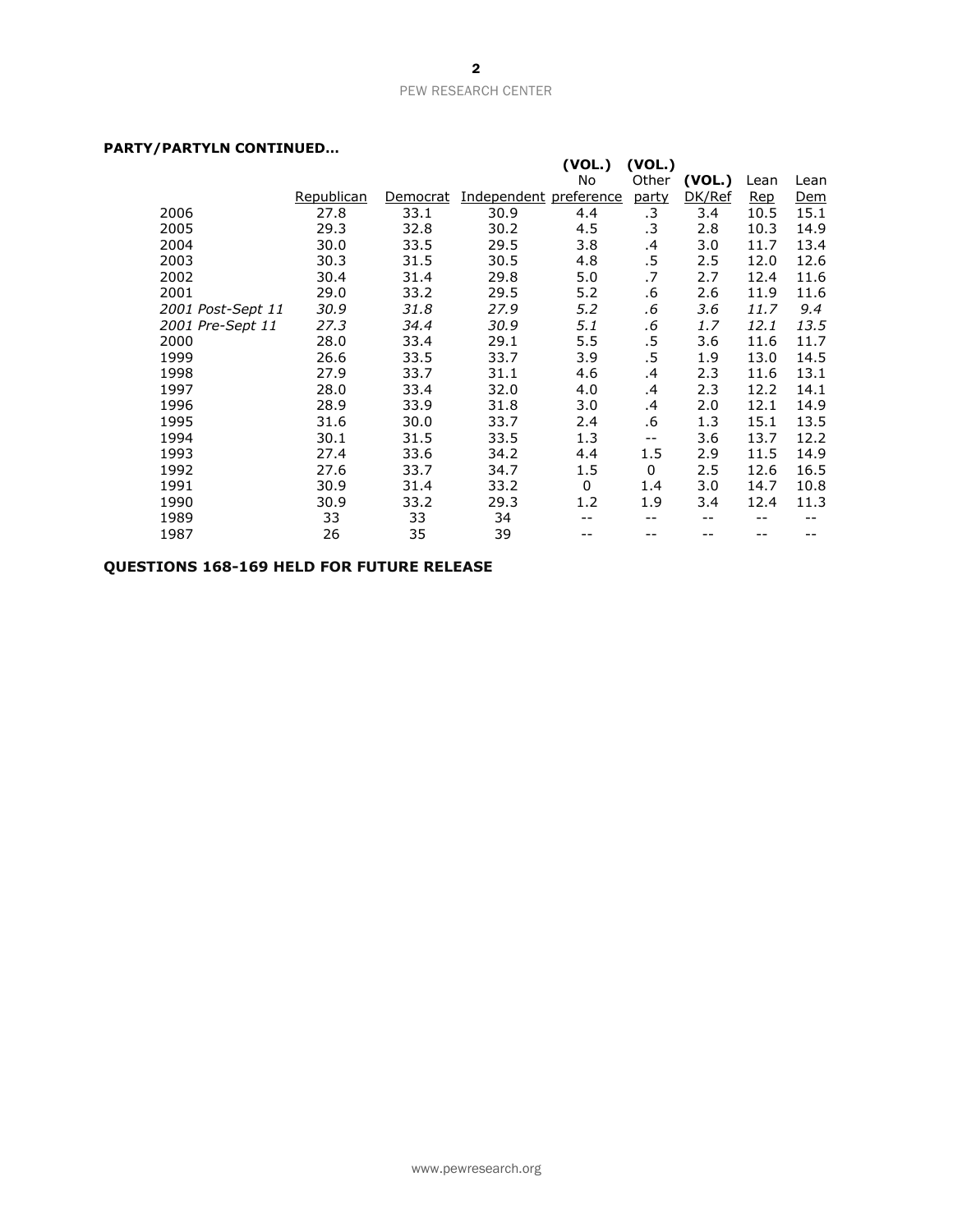**PARTY/PARTYLN CONTINUED…**

| | Republican | Democrat | Independent | (VOL.) No preference | (VOL.) Other party | (VOL.) DK/Ref | Lean Rep | Lean Dem |
|---|---|---|---|---|---|---|---|---|
| 2006 | 27.8 | 33.1 | 30.9 | 4.4 | .3 | 3.4 | 10.5 | 15.1 |
| 2005 | 29.3 | 32.8 | 30.2 | 4.5 | .3 | 2.8 | 10.3 | 14.9 |
| 2004 | 30.0 | 33.5 | 29.5 | 3.8 | .4 | 3.0 | 11.7 | 13.4 |
| 2003 | 30.3 | 31.5 | 30.5 | 4.8 | .5 | 2.5 | 12.0 | 12.6 |
| 2002 | 30.4 | 31.4 | 29.8 | 5.0 | .7 | 2.7 | 12.4 | 11.6 |
| 2001 | 29.0 | 33.2 | 29.5 | 5.2 | .6 | 2.6 | 11.9 | 11.6 |
| *2001 Post-Sept 11* | *30.9* | *31.8* | *27.9* | *5.2* | *.6* | *3.6* | *11.7* | *9.4* |
| *2001 Pre-Sept 11* | *27.3* | *34.4* | *30.9* | *5.1* | *.6* | *1.7* | *12.1* | *13.5* |
| 2000 | 28.0 | 33.4 | 29.1 | 5.5 | .5 | 3.6 | 11.6 | 11.7 |
| 1999 | 26.6 | 33.5 | 33.7 | 3.9 | .5 | 1.9 | 13.0 | 14.5 |
| 1998 | 27.9 | 33.7 | 31.1 | 4.6 | .4 | 2.3 | 11.6 | 13.1 |
| 1997 | 28.0 | 33.4 | 32.0 | 4.0 | .4 | 2.3 | 12.2 | 14.1 |
| 1996 | 28.9 | 33.9 | 31.8 | 3.0 | .4 | 2.0 | 12.1 | 14.9 |
| 1995 | 31.6 | 30.0 | 33.7 | 2.4 | .6 | 1.3 | 15.1 | 13.5 |
| 1994 | 30.1 | 31.5 | 33.5 | 1.3 | -- | 3.6 | 13.7 | 12.2 |
| 1993 | 27.4 | 33.6 | 34.2 | 4.4 | 1.5 | 2.9 | 11.5 | 14.9 |
| 1992 | 27.6 | 33.7 | 34.7 | 1.5 | 0 | 2.5 | 12.6 | 16.5 |
| 1991 | 30.9 | 31.4 | 33.2 | 0 | 1.4 | 3.0 | 14.7 | 10.8 |
| 1990 | 30.9 | 33.2 | 29.3 | 1.2 | 1.9 | 3.4 | 12.4 | 11.3 |
| 1989 | 33 | 33 | 34 | -- | -- | -- | -- | -- |
| 1987 | 26 | 35 | 39 | -- | -- | -- | -- | -- |

**QUESTIONS 168-169 HELD FOR FUTURE RELEASE**